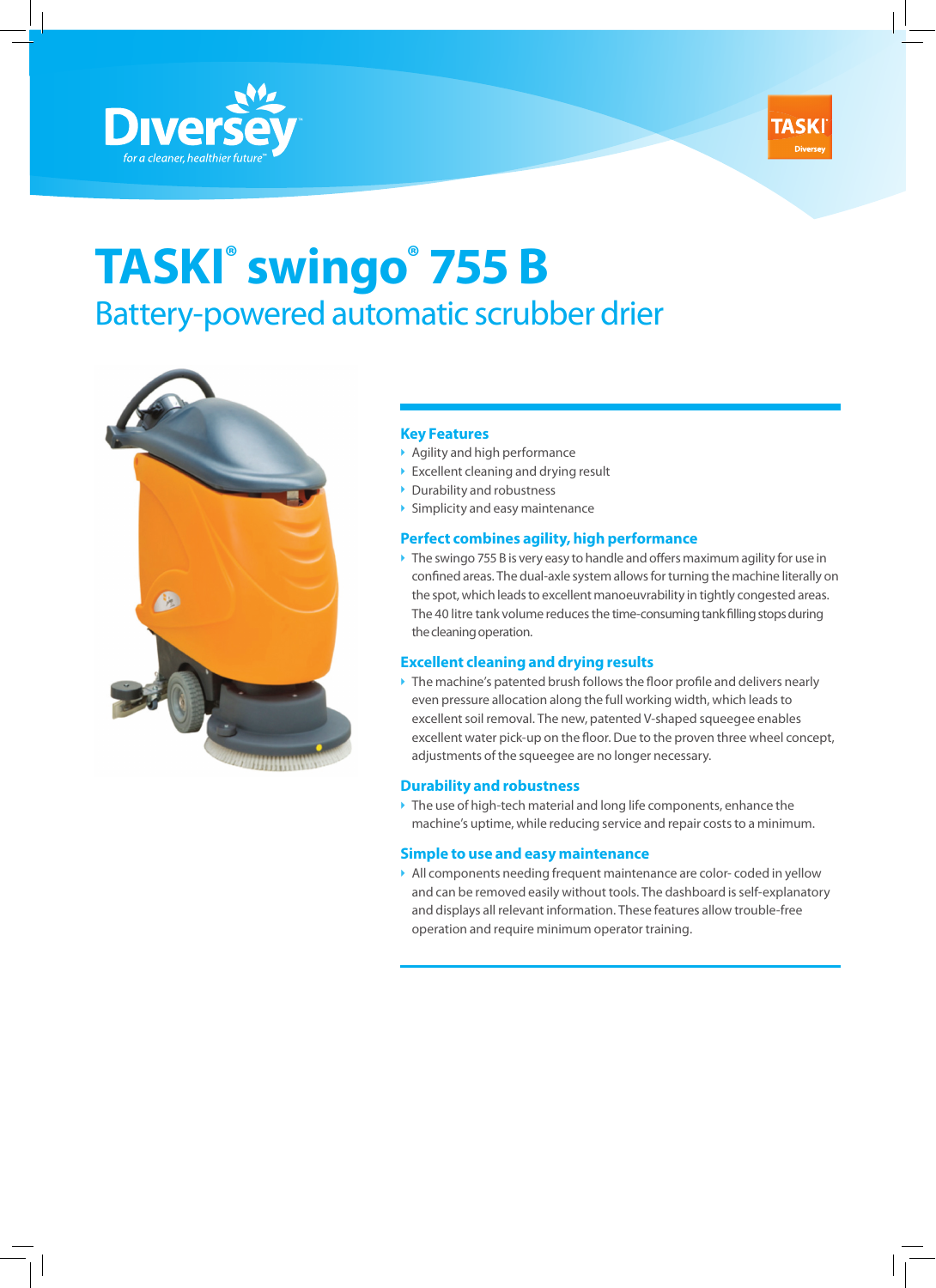Diversey
*for a cleaner, healthier future*™

TASKI® Diversey

# TASKI® swingo® 755 B

## Battery-powered automatic scrubber drier

### Key Features

- Agility and high performance
- Excellent cleaning and drying result
- Durability and robustness
- Simplicity and easy maintenance

### Perfect combines agility, high performance

- The swingo 755 B is very easy to handle and offers maximum agility for use in confined areas. The dual-axle system allows for turning the machine literally on the spot, which leads to excellent manoeuvrability in tightly congested areas. The 40 litre tank volume reduces the time-consuming tank filling stops during the cleaning operation.

### Excellent cleaning and drying results

- The machine's patented brush follows the floor profile and delivers nearly even pressure allocation along the full working width, which leads to excellent soil removal. The new, patented V-shaped squeegee enables excellent water pick-up on the floor. Due to the proven three wheel concept, adjustments of the squeegee are no longer necessary.

### Durability and robustness

- The use of high-tech material and long life components, enhance the machine's uptime, while reducing service and repair costs to a minimum.

### Simple to use and easy maintenance

- All components needing frequent maintenance are color- coded in yellow and can be removed easily without tools. The dashboard is self-explanatory and displays all relevant information. These features allow trouble-free operation and require minimum operator training.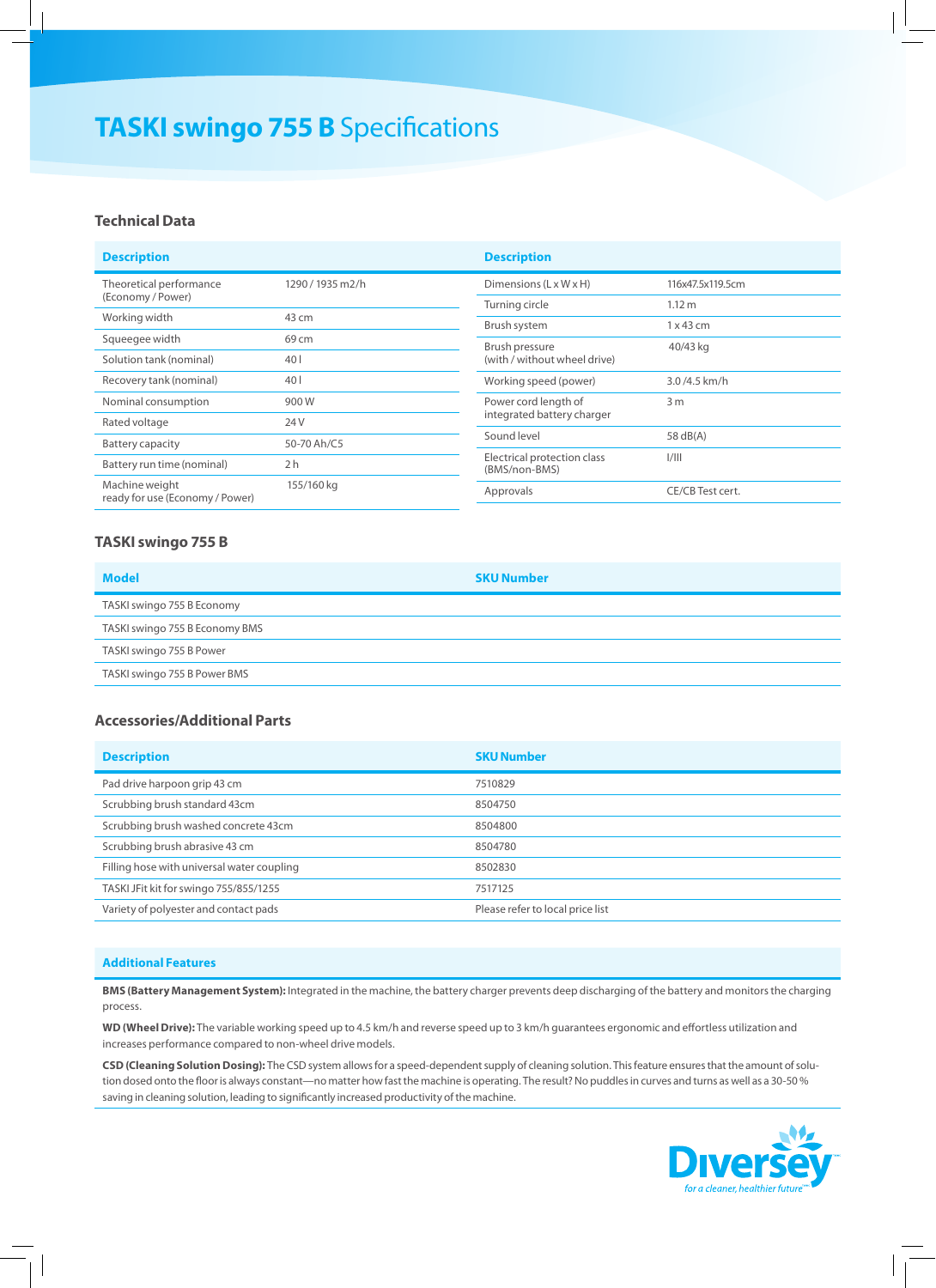# TASKI swingo 755 B Specifications

## Technical Data

| Description | |
|---|---|
| Theoretical performance (Economy / Power) | 1290 / 1935 m2/h |
| Working width | 43 cm |
| Squeegee width | 69 cm |
| Solution tank (nominal) | 40 l |
| Recovery tank (nominal) | 40 l |
| Nominal consumption | 900 W |
| Rated voltage | 24 V |
| Battery capacity | 50-70 Ah/C5 |
| Battery run time (nominal) | 2 h |
| Machine weight ready for use (Economy / Power) | 155/160 kg |

| Description | |
|---|---|
| Dimensions (L x W x H) | 116x47.5x119.5cm |
| Turning circle | 1.12 m |
| Brush system | 1 x 43 cm |
| Brush pressure (with / without wheel drive) | 40/43 kg |
| Working speed (power) | 3.0 /4.5 km/h |
| Power cord length of integrated battery charger | 3 m |
| Sound level | 58 dB(A) |
| Electrical protection class (BMS/non-BMS) | I/III |
| Approvals | CE/CB Test cert. |

## TASKI swingo 755 B

| Model | SKU Number |
|---|---|
| TASKI swingo 755 B Economy | |
| TASKI swingo 755 B Economy BMS | |
| TASKI swingo 755 B Power | |
| TASKI swingo 755 B Power BMS | |

## Accessories/Additional Parts

| Description | SKU Number |
|---|---|
| Pad drive harpoon grip 43 cm | 7510829 |
| Scrubbing brush standard 43cm | 8504750 |
| Scrubbing brush washed concrete 43cm | 8504800 |
| Scrubbing brush abrasive 43 cm | 8504780 |
| Filling hose with universal water coupling | 8502830 |
| TASKI JFit kit for swingo 755/855/1255 | 7517125 |
| Variety of polyester and contact pads | Please refer to local price list |

## Additional Features

**BMS (Battery Management System):** Integrated in the machine, the battery charger prevents deep discharging of the battery and monitors the charging process.

**WD (Wheel Drive):** The variable working speed up to 4.5 km/h and reverse speed up to 3 km/h guarantees ergonomic and effortless utilization and increases performance compared to non-wheel drive models.

**CSD (Cleaning Solution Dosing):** The CSD system allows for a speed-dependent supply of cleaning solution. This feature ensures that the amount of solution dosed onto the floor is always constant—no matter how fast the machine is operating. The result? No puddles in curves and turns as well as a 30-50 % saving in cleaning solution, leading to significantly increased productivity of the machine.

Diversey
*for a cleaner, healthier future™*